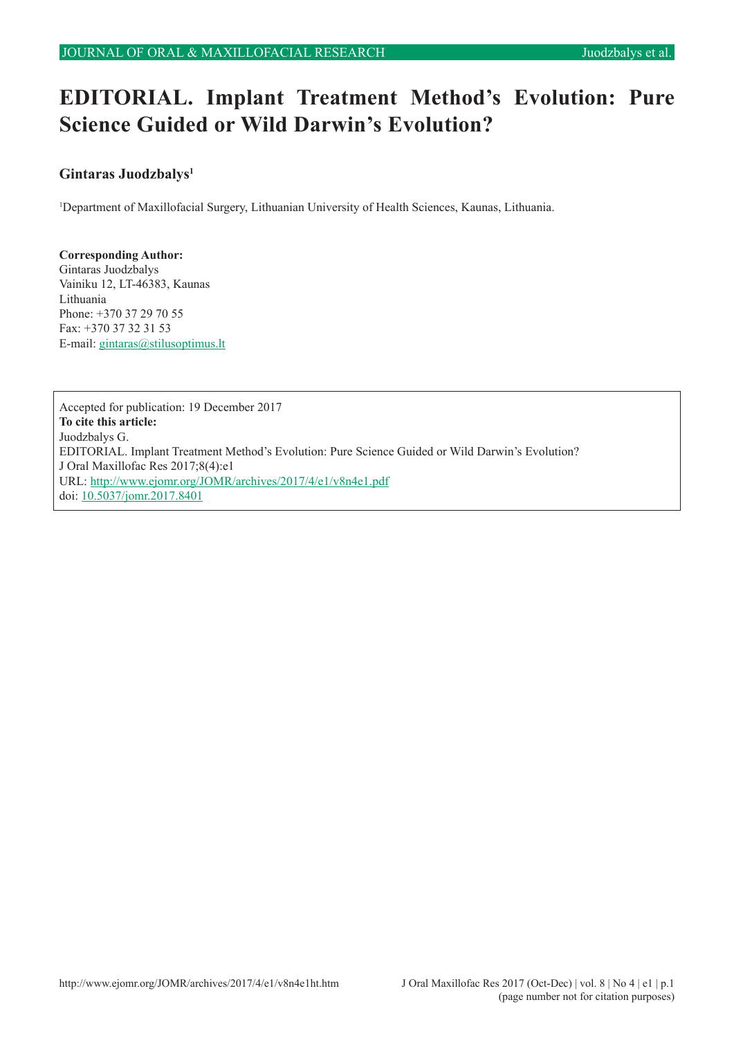# EDITORIAL. Implant Treatment Method's Evolution: Pure Science Guided or Wild Darwin's Evolution?

**Gintaras Juodzbalys**[1]

[1]Department of Maxillofacial Surgery, Lithuanian University of Health Sciences, Kaunas, Lithuania.

**Corresponding Author:**
Gintaras Juodzbalys
Vainiku 12, LT-46383, Kaunas
Lithuania
Phone: +370 37 29 70 55
Fax: +370 37 32 31 53
E-mail: gintaras@stilusoptimus.lt

Accepted for publication: 19 December 2017
**To cite this article:**
Juodzbalys G.
EDITORIAL. Implant Treatment Method's Evolution: Pure Science Guided or Wild Darwin's Evolution?
J Oral Maxillofac Res 2017;8(4):e1
URL: http://www.ejomr.org/JOMR/archives/2017/4/e1/v8n4e1.pdf
doi: 10.5037/jomr.2017.8401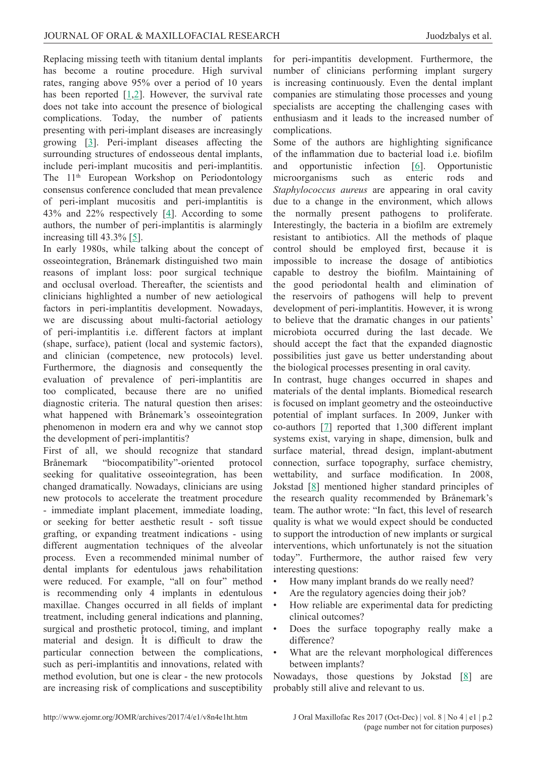Replacing missing teeth with titanium dental implants has become a routine procedure. High survival rates, ranging above 95% over a period of 10 years has been reported [1,2]. However, the survival rate does not take into account the presence of biological complications. Today, the number of patients presenting with peri-implant diseases are increasingly growing [3]. Peri-implant diseases affecting the surrounding structures of endosseous dental implants, include peri-implant mucositis and peri-implantitis. The 11th European Workshop on Periodontology consensus conference concluded that mean prevalence of peri-implant mucositis and peri-implantitis is 43% and 22% respectively [4]. According to some authors, the number of peri-implantitis is alarmingly increasing till 43.3% [5].

In early 1980s, while talking about the concept of osseointegration, Brånemark distinguished two main reasons of implant loss: poor surgical technique and occlusal overload. Thereafter, the scientists and clinicians highlighted a number of new aetiological factors in peri-implantitis development. Nowadays, we are discussing about multi-factorial aetiology of peri-implantitis i.e. different factors at implant (shape, surface), patient (local and systemic factors), and clinician (competence, new protocols) level. Furthermore, the diagnosis and consequently the evaluation of prevalence of peri-implantitis are too complicated, because there are no unified diagnostic criteria. The natural question then arises: what happened with Brånemark's osseointegration phenomenon in modern era and why we cannot stop the development of peri-implantitis?

First of all, we should recognize that standard Brånemark "biocompatibility"-oriented protocol seeking for qualitative osseointegration, has been changed dramatically. Nowadays, clinicians are using new protocols to accelerate the treatment procedure - immediate implant placement, immediate loading, or seeking for better aesthetic result - soft tissue grafting, or expanding treatment indications - using different augmentation techniques of the alveolar process. Even a recommended minimal number of dental implants for edentulous jaws rehabilitation were reduced. For example, "all on four" method is recommending only 4 implants in edentulous maxillae. Changes occurred in all fields of implant treatment, including general indications and planning, surgical and prosthetic protocol, timing, and implant material and design. It is difficult to draw the particular connection between the complications, such as peri-implantitis and innovations, related with method evolution, but one is clear - the new protocols are increasing risk of complications and susceptibility for peri-impantitis development. Furthermore, the number of clinicians performing implant surgery is increasing continuously. Even the dental implant companies are stimulating those processes and young specialists are accepting the challenging cases with enthusiasm and it leads to the increased number of complications.

Some of the authors are highlighting significance of the inflammation due to bacterial load i.e. biofilm and opportunistic infection [6]. Opportunistic microorganisms such as enteric rods and *Staphylococcus aureus* are appearing in oral cavity due to a change in the environment, which allows the normally present pathogens to proliferate. Interestingly, the bacteria in a biofilm are extremely resistant to antibiotics. All the methods of plaque control should be employed first, because it is impossible to increase the dosage of antibiotics capable to destroy the biofilm. Maintaining of the good periodontal health and elimination of the reservoirs of pathogens will help to prevent development of peri-implantitis. However, it is wrong to believe that the dramatic changes in our patients' microbiota occurred during the last decade. We should accept the fact that the expanded diagnostic possibilities just gave us better understanding about the biological processes presenting in oral cavity.

In contrast, huge changes occurred in shapes and materials of the dental implants. Biomedical research is focused on implant geometry and the osteoinductive potential of implant surfaces. In 2009, Junker with co-authors [7] reported that 1,300 different implant systems exist, varying in shape, dimension, bulk and surface material, thread design, implant-abutment connection, surface topography, surface chemistry, wettability, and surface modification. In 2008, Jokstad [8] mentioned higher standard principles of the research quality recommended by Brånemark's team. The author wrote: "In fact, this level of research quality is what we would expect should be conducted to support the introduction of new implants or surgical interventions, which unfortunately is not the situation today". Furthermore, the author raised few very interesting questions:

- How many implant brands do we really need?
- Are the regulatory agencies doing their job?
- How reliable are experimental data for predicting clinical outcomes?
- Does the surface topography really make a difference?
- What are the relevant morphological differences between implants?

Nowadays, those questions by Jokstad [8] are probably still alive and relevant to us.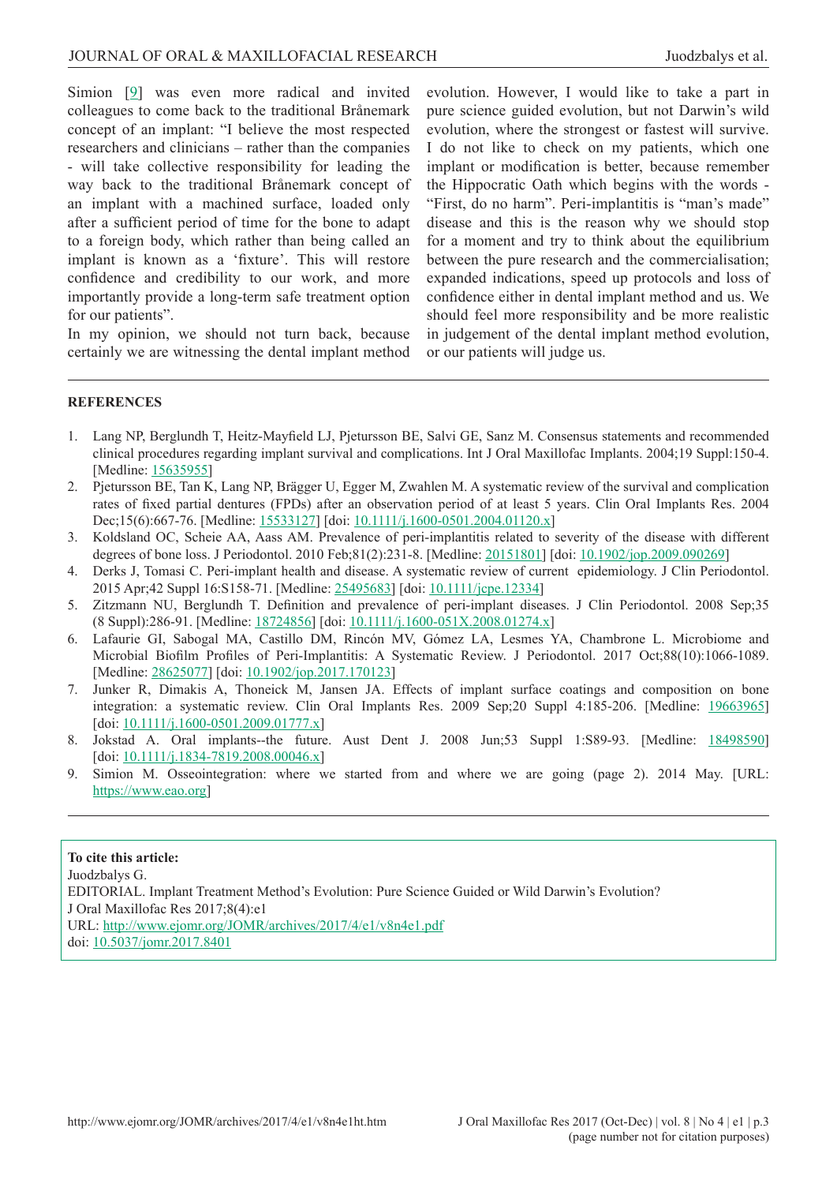Simion [9] was even more radical and invited colleagues to come back to the traditional Brånemark concept of an implant: "I believe the most respected researchers and clinicians – rather than the companies - will take collective responsibility for leading the way back to the traditional Brånemark concept of an implant with a machined surface, loaded only after a sufficient period of time for the bone to adapt to a foreign body, which rather than being called an implant is known as a 'fixture'. This will restore confidence and credibility to our work, and more importantly provide a long-term safe treatment option for our patients".

In my opinion, we should not turn back, because certainly we are witnessing the dental implant method evolution. However, I would like to take a part in pure science guided evolution, but not Darwin's wild evolution, where the strongest or fastest will survive. I do not like to check on my patients, which one implant or modification is better, because remember the Hippocratic Oath which begins with the words - "First, do no harm". Peri-implantitis is "man's made" disease and this is the reason why we should stop for a moment and try to think about the equilibrium between the pure research and the commercialisation; expanded indications, speed up protocols and loss of confidence either in dental implant method and us. We should feel more responsibility and be more realistic in judgement of the dental implant method evolution, or our patients will judge us.

**REFERENCES**

1. Lang NP, Berglundh T, Heitz-Mayfield LJ, Pjetursson BE, Salvi GE, Sanz M. Consensus statements and recommended clinical procedures regarding implant survival and complications. Int J Oral Maxillofac Implants. 2004;19 Suppl:150-4. [Medline: 15635955]
2. Pjetursson BE, Tan K, Lang NP, Brägger U, Egger M, Zwahlen M. A systematic review of the survival and complication rates of fixed partial dentures (FPDs) after an observation period of at least 5 years. Clin Oral Implants Res. 2004 Dec;15(6):667-76. [Medline: 15533127] [doi: 10.1111/j.1600-0501.2004.01120.x]
3. Koldsland OC, Scheie AA, Aass AM. Prevalence of peri-implantitis related to severity of the disease with different degrees of bone loss. J Periodontol. 2010 Feb;81(2):231-8. [Medline: 20151801] [doi: 10.1902/jop.2009.090269]
4. Derks J, Tomasi C. Peri-implant health and disease. A systematic review of current epidemiology. J Clin Periodontol. 2015 Apr;42 Suppl 16:S158-71. [Medline: 25495683] [doi: 10.1111/jcpe.12334]
5. Zitzmann NU, Berglundh T. Definition and prevalence of peri-implant diseases. J Clin Periodontol. 2008 Sep;35 (8 Suppl):286-91. [Medline: 18724856] [doi: 10.1111/j.1600-051X.2008.01274.x]
6. Lafaurie GI, Sabogal MA, Castillo DM, Rincón MV, Gómez LA, Lesmes YA, Chambrone L. Microbiome and Microbial Biofilm Profiles of Peri-Implantitis: A Systematic Review. J Periodontol. 2017 Oct;88(10):1066-1089. [Medline: 28625077] [doi: 10.1902/jop.2017.170123]
7. Junker R, Dimakis A, Thoneick M, Jansen JA. Effects of implant surface coatings and composition on bone integration: a systematic review. Clin Oral Implants Res. 2009 Sep;20 Suppl 4:185-206. [Medline: 19663965] [doi: 10.1111/j.1600-0501.2009.01777.x]
8. Jokstad A. Oral implants--the future. Aust Dent J. 2008 Jun;53 Suppl 1:S89-93. [Medline: 18498590] [doi: 10.1111/j.1834-7819.2008.00046.x]
9. Simion M. Osseointegration: where we started from and where we are going (page 2). 2014 May. [URL: https://www.eao.org]

**To cite this article:**
Juodzbalys G.
EDITORIAL. Implant Treatment Method's Evolution: Pure Science Guided or Wild Darwin's Evolution?
J Oral Maxillofac Res 2017;8(4):e1
URL: http://www.ejomr.org/JOMR/archives/2017/4/e1/v8n4e1.pdf
doi: 10.5037/jomr.2017.8401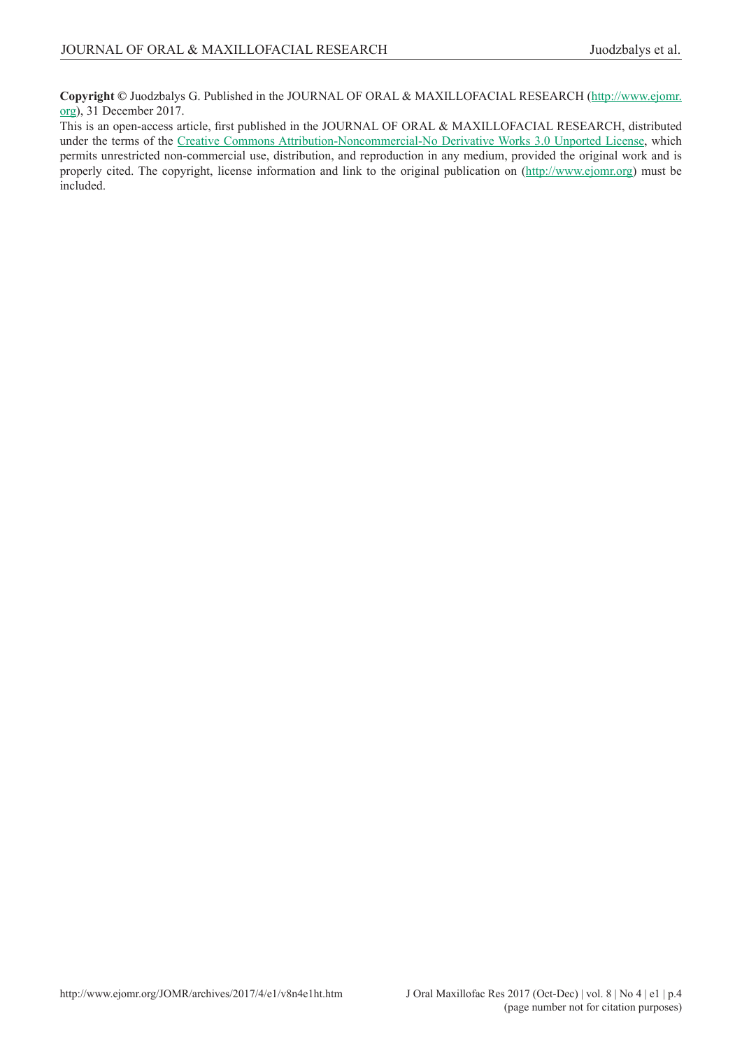**Copyright ©** Juodzbalys G. Published in the JOURNAL OF ORAL & MAXILLOFACIAL RESEARCH (http://www.ejomr.org), 31 December 2017.

This is an open-access article, first published in the JOURNAL OF ORAL & MAXILLOFACIAL RESEARCH, distributed under the terms of the Creative Commons Attribution-Noncommercial-No Derivative Works 3.0 Unported License, which permits unrestricted non-commercial use, distribution, and reproduction in any medium, provided the original work and is properly cited. The copyright, license information and link to the original publication on (http://www.ejomr.org) must be included.